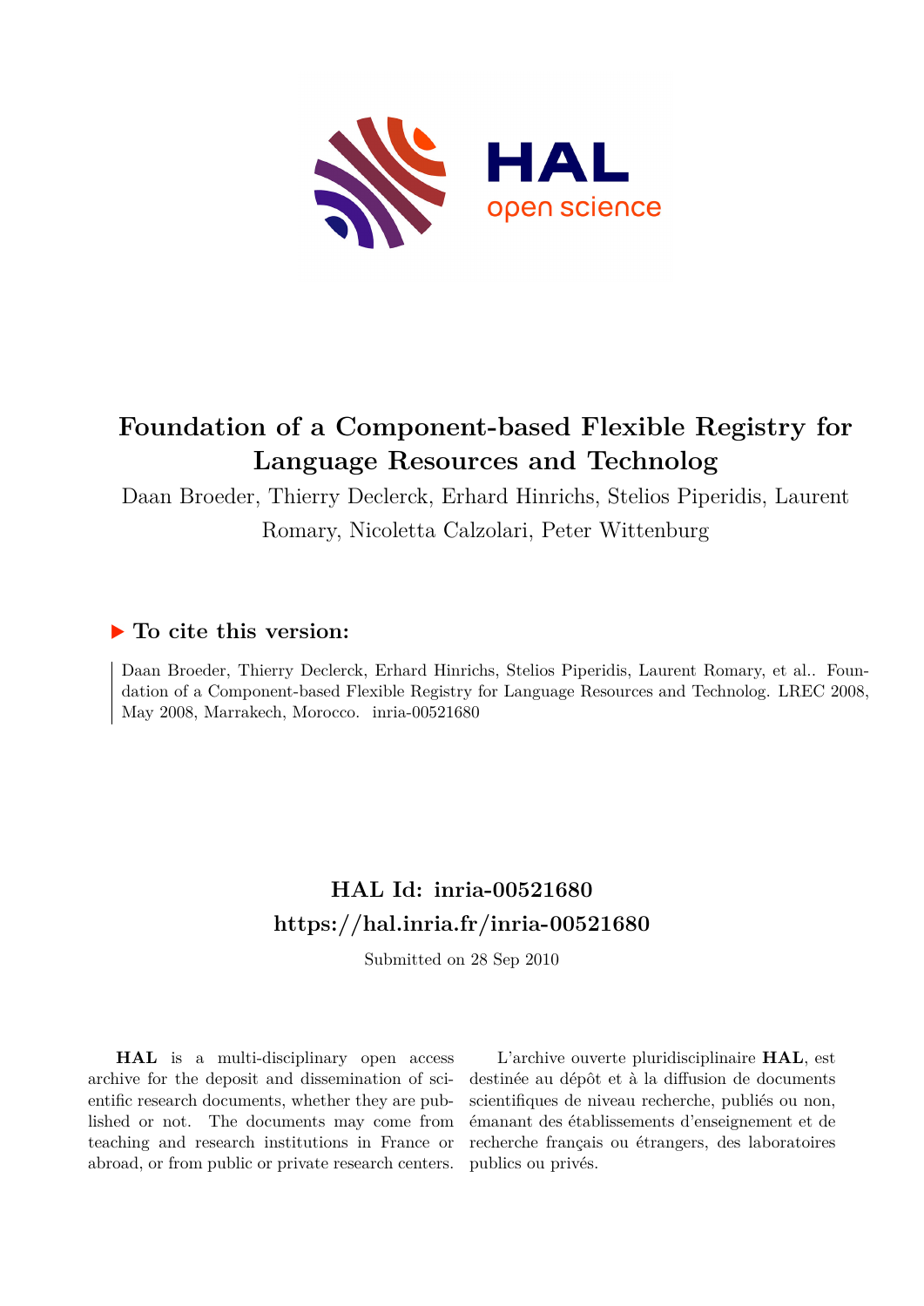# Foundation of a Component-based Flexible Registry for Language Resources and Technolog

Daan Broeder, Thierry Declerck, Erhard Hinrichs, Stelios Piperidis, Laurent Romary, Nicoletta Calzolari, Peter Wittenburg

## ▶ To cite this version:

Daan Broeder, Thierry Declerck, Erhard Hinrichs, Stelios Piperidis, Laurent Romary, et al.. Foundation of a Component-based Flexible Registry for Language Resources and Technolog. LREC 2008, May 2008, Marrakech, Morocco. inria-00521680

## HAL Id: inria-00521680
## https://hal.inria.fr/inria-00521680

Submitted on 28 Sep 2010

**HAL** is a multi-disciplinary open access archive for the deposit and dissemination of scientific research documents, whether they are published or not. The documents may come from teaching and research institutions in France or abroad, or from public or private research centers.

L'archive ouverte pluridisciplinaire **HAL**, est destinée au dépôt et à la diffusion de documents scientifiques de niveau recherche, publiés ou non, émanant des établissements d'enseignement et de recherche français ou étrangers, des laboratoires publics ou privés.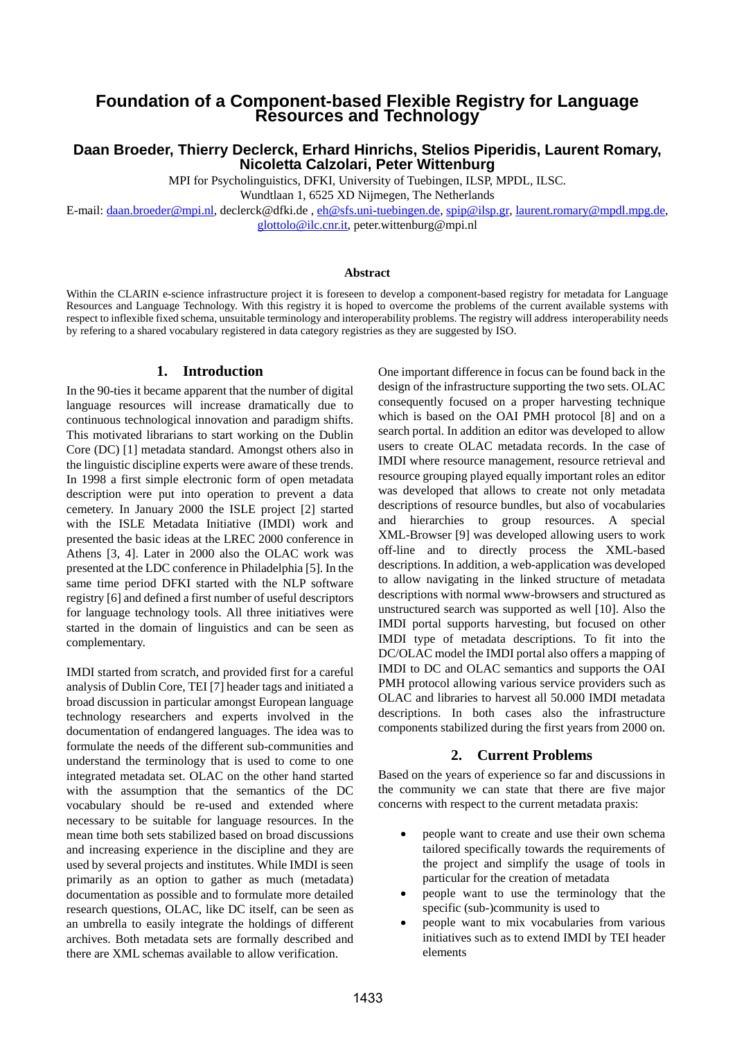# Foundation of a Component-based Flexible Registry for Language Resources and Technology

**Daan Broeder, Thierry Declerck, Erhard Hinrichs, Stelios Piperidis, Laurent Romary, Nicoletta Calzolari, Peter Wittenburg**

MPI for Psycholinguistics, DFKI, University of Tuebingen, ILSP, MPDL, ILSC.
Wundtlaan 1, 6525 XD Nijmegen, The Netherlands
E-mail: daan.broeder@mpi.nl, declerck@dfki.de , eh@sfs.uni-tuebingen.de, spip@ilsp.gr, laurent.romary@mpdl.mpg.de, glottolo@ilc.cnr.it, peter.wittenburg@mpi.nl

### Abstract

Within the CLARIN e-science infrastructure project it is foreseen to develop a component-based registry for metadata for Language Resources and Language Technology. With this registry it is hoped to overcome the problems of the current available systems with respect to inflexible fixed schema, unsuitable terminology and interoperability problems. The registry will address interoperability needs by refering to a shared vocabulary registered in data category registries as they are suggested by ISO.

## 1. Introduction

In the 90-ties it became apparent that the number of digital language resources will increase dramatically due to continuous technological innovation and paradigm shifts. This motivated librarians to start working on the Dublin Core (DC) [1] metadata standard. Amongst others also in the linguistic discipline experts were aware of these trends. In 1998 a first simple electronic form of open metadata description were put into operation to prevent a data cemetery. In January 2000 the ISLE project [2] started with the ISLE Metadata Initiative (IMDI) work and presented the basic ideas at the LREC 2000 conference in Athens [3, 4]. Later in 2000 also the OLAC work was presented at the LDC conference in Philadelphia [5]. In the same time period DFKI started with the NLP software registry [6] and defined a first number of useful descriptors for language technology tools. All three initiatives were started in the domain of linguistics and can be seen as complementary.

IMDI started from scratch, and provided first for a careful analysis of Dublin Core, TEI [7] header tags and initiated a broad discussion in particular amongst European language technology researchers and experts involved in the documentation of endangered languages. The idea was to formulate the needs of the different sub-communities and understand the terminology that is used to come to one integrated metadata set. OLAC on the other hand started with the assumption that the semantics of the DC vocabulary should be re-used and extended where necessary to be suitable for language resources. In the mean time both sets stabilized based on broad discussions and increasing experience in the discipline and they are used by several projects and institutes. While IMDI is seen primarily as an option to gather as much (metadata) documentation as possible and to formulate more detailed research questions, OLAC, like DC itself, can be seen as an umbrella to easily integrate the holdings of different archives. Both metadata sets are formally described and there are XML schemas available to allow verification.

One important difference in focus can be found back in the design of the infrastructure supporting the two sets. OLAC consequently focused on a proper harvesting technique which is based on the OAI PMH protocol [8] and on a search portal. In addition an editor was developed to allow users to create OLAC metadata records. In the case of IMDI where resource management, resource retrieval and resource grouping played equally important roles an editor was developed that allows to create not only metadata descriptions of resource bundles, but also of vocabularies and hierarchies to group resources. A special XML-Browser [9] was developed allowing users to work off-line and to directly process the XML-based descriptions. In addition, a web-application was developed to allow navigating in the linked structure of metadata descriptions with normal www-browsers and structured as unstructured search was supported as well [10]. Also the IMDI portal supports harvesting, but focused on other IMDI type of metadata descriptions. To fit into the DC/OLAC model the IMDI portal also offers a mapping of IMDI to DC and OLAC semantics and supports the OAI PMH protocol allowing various service providers such as OLAC and libraries to harvest all 50.000 IMDI metadata descriptions. In both cases also the infrastructure components stabilized during the first years from 2000 on.

## 2. Current Problems

Based on the years of experience so far and discussions in the community we can state that there are five major concerns with respect to the current metadata praxis:

- people want to create and use their own schema tailored specifically towards the requirements of the project and simplify the usage of tools in particular for the creation of metadata
- people want to use the terminology that the specific (sub-)community is used to
- people want to mix vocabularies from various initiatives such as to extend IMDI by TEI header elements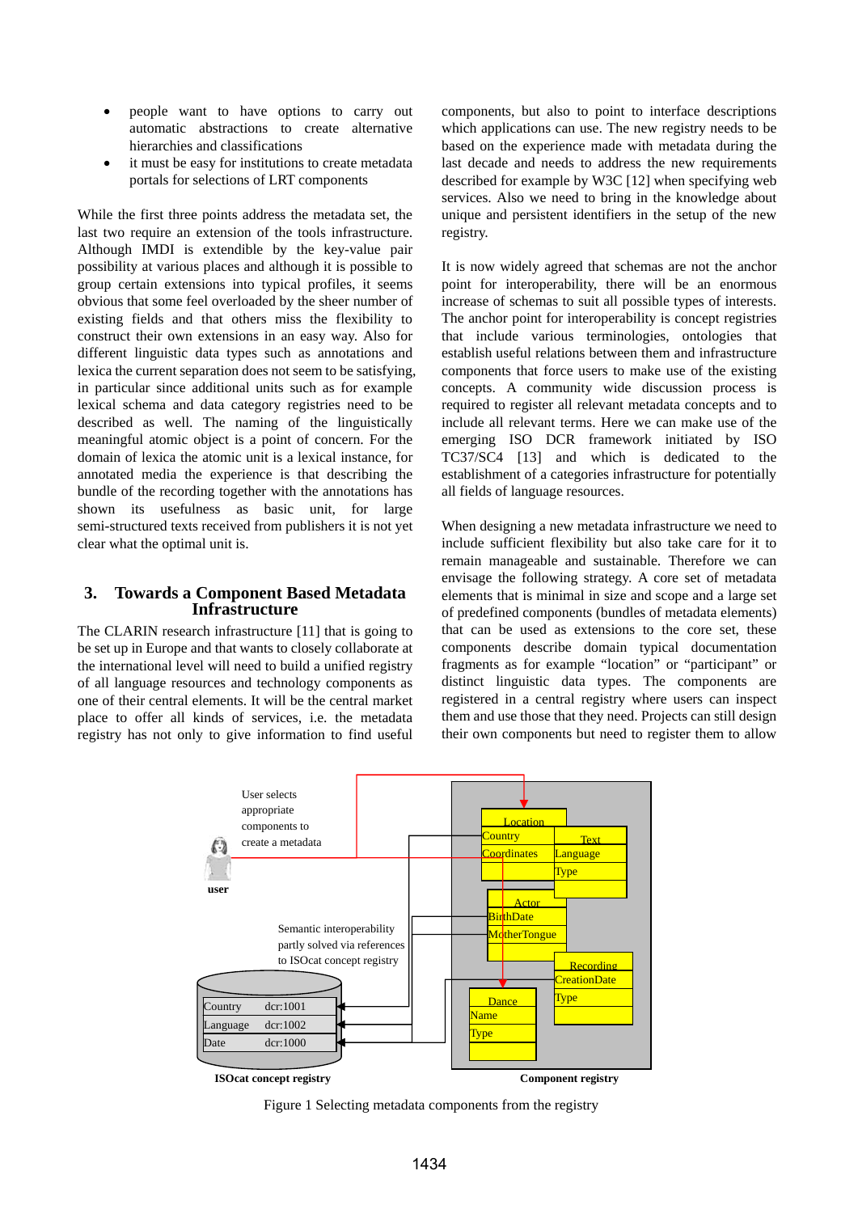- people want to have options to carry out automatic abstractions to create alternative hierarchies and classifications
- it must be easy for institutions to create metadata portals for selections of LRT components

While the first three points address the metadata set, the last two require an extension of the tools infrastructure. Although IMDI is extendible by the key-value pair possibility at various places and although it is possible to group certain extensions into typical profiles, it seems obvious that some feel overloaded by the sheer number of existing fields and that others miss the flexibility to construct their own extensions in an easy way. Also for different linguistic data types such as annotations and lexica the current separation does not seem to be satisfying, in particular since additional units such as for example lexical schema and data category registries need to be described as well. The naming of the linguistically meaningful atomic object is a point of concern. For the domain of lexica the atomic unit is a lexical instance, for annotated media the experience is that describing the bundle of the recording together with the annotations has shown its usefulness as basic unit, for large semi-structured texts received from publishers it is not yet clear what the optimal unit is.

## 3. Towards a Component Based Metadata Infrastructure

The CLARIN research infrastructure [11] that is going to be set up in Europe and that wants to closely collaborate at the international level will need to build a unified registry of all language resources and technology components as one of their central elements. It will be the central market place to offer all kinds of services, i.e. the metadata registry has not only to give information to find useful components, but also to point to interface descriptions which applications can use. The new registry needs to be based on the experience made with metadata during the last decade and needs to address the new requirements described for example by W3C [12] when specifying web services. Also we need to bring in the knowledge about unique and persistent identifiers in the setup of the new registry.

It is now widely agreed that schemas are not the anchor point for interoperability, there will be an enormous increase of schemas to suit all possible types of interests. The anchor point for interoperability is concept registries that include various terminologies, ontologies that establish useful relations between them and infrastructure components that force users to make use of the existing concepts. A community wide discussion process is required to register all relevant metadata concepts and to include all relevant terms. Here we can make use of the emerging ISO DCR framework initiated by ISO TC37/SC4 [13] and which is dedicated to the establishment of a categories infrastructure for potentially all fields of language resources.

When designing a new metadata infrastructure we need to include sufficient flexibility but also take care for it to remain manageable and sustainable. Therefore we can envisage the following strategy. A core set of metadata elements that is minimal in size and scope and a large set of predefined components (bundles of metadata elements) that can be used as extensions to the core set, these components describe domain typical documentation fragments as for example "location" or "participant" or distinct linguistic data types. The components are registered in a central registry where users can inspect them and use those that they need. Projects can still design their own components but need to register them to allow

Figure 1 Selecting metadata components from the registry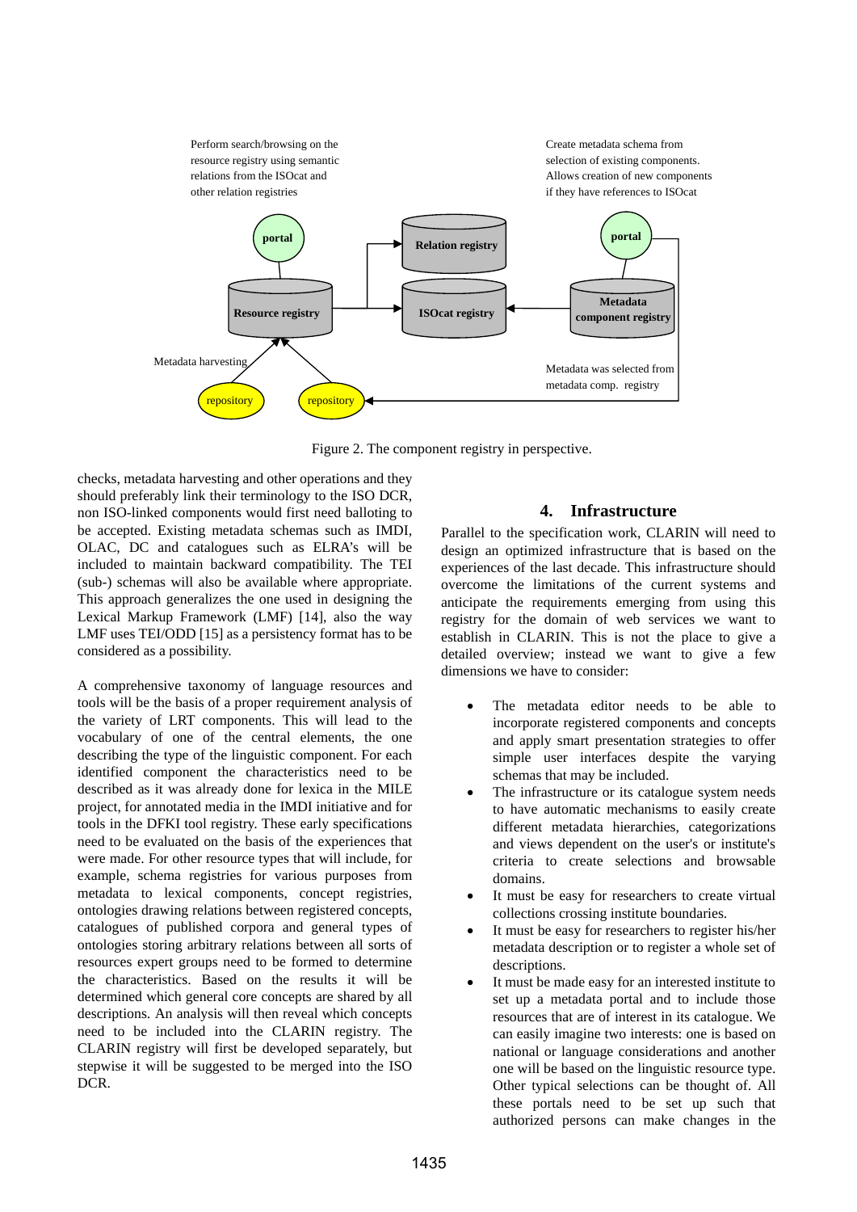Perform search/browsing on the resource registry using semantic relations from the ISOcat and other relation registries

Create metadata schema from selection of existing components. Allows creation of new components if they have references to ISOcat

portal

Relation registry

portal

Resource registry

ISOcat registry

Metadata component registry

Metadata harvesting

Metadata was selected from metadata comp. registry

repository

repository

Figure 2. The component registry in perspective.

checks, metadata harvesting and other operations and they should preferably link their terminology to the ISO DCR, non ISO-linked components would first need balloting to be accepted. Existing metadata schemas such as IMDI, OLAC, DC and catalogues such as ELRA's will be included to maintain backward compatibility. The TEI (sub-) schemas will also be available where appropriate. This approach generalizes the one used in designing the Lexical Markup Framework (LMF) [14], also the way LMF uses TEI/ODD [15] as a persistency format has to be considered as a possibility.

A comprehensive taxonomy of language resources and tools will be the basis of a proper requirement analysis of the variety of LRT components. This will lead to the vocabulary of one of the central elements, the one describing the type of the linguistic component. For each identified component the characteristics need to be described as it was already done for lexica in the MILE project, for annotated media in the IMDI initiative and for tools in the DFKI tool registry. These early specifications need to be evaluated on the basis of the experiences that were made. For other resource types that will include, for example, schema registries for various purposes from metadata to lexical components, concept registries, ontologies drawing relations between registered concepts, catalogues of published corpora and general types of ontologies storing arbitrary relations between all sorts of resources expert groups need to be formed to determine the characteristics. Based on the results it will be determined which general core concepts are shared by all descriptions. An analysis will then reveal which concepts need to be included into the CLARIN registry. The CLARIN registry will first be developed separately, but stepwise it will be suggested to be merged into the ISO DCR.

## 4. Infrastructure

Parallel to the specification work, CLARIN will need to design an optimized infrastructure that is based on the experiences of the last decade. This infrastructure should overcome the limitations of the current systems and anticipate the requirements emerging from using this registry for the domain of web services we want to establish in CLARIN. This is not the place to give a detailed overview; instead we want to give a few dimensions we have to consider:

- The metadata editor needs to be able to incorporate registered components and concepts and apply smart presentation strategies to offer simple user interfaces despite the varying schemas that may be included.
- The infrastructure or its catalogue system needs to have automatic mechanisms to easily create different metadata hierarchies, categorizations and views dependent on the user's or institute's criteria to create selections and browsable domains.
- It must be easy for researchers to create virtual collections crossing institute boundaries.
- It must be easy for researchers to register his/her metadata description or to register a whole set of descriptions.
- It must be made easy for an interested institute to set up a metadata portal and to include those resources that are of interest in its catalogue. We can easily imagine two interests: one is based on national or language considerations and another one will be based on the linguistic resource type. Other typical selections can be thought of. All these portals need to be set up such that authorized persons can make changes in the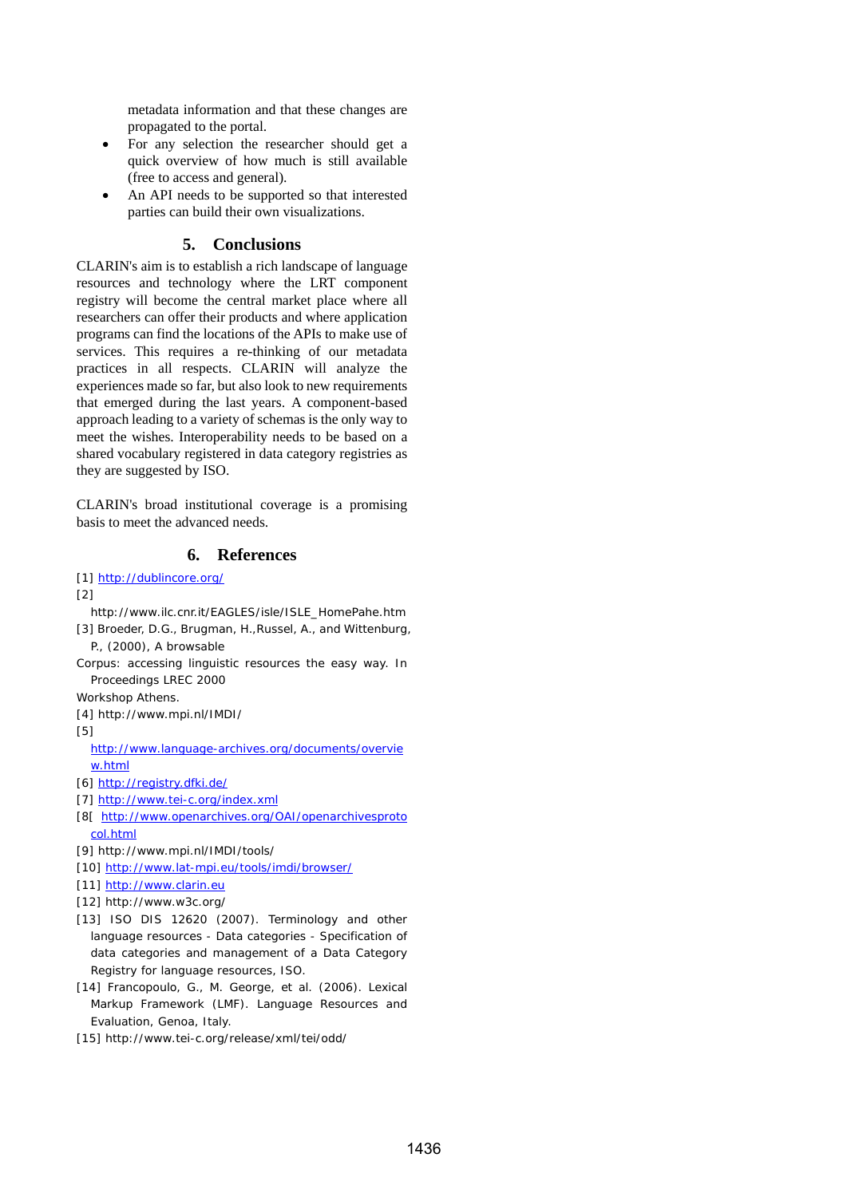metadata information and that these changes are propagated to the portal.

- For any selection the researcher should get a quick overview of how much is still available (free to access and general).
- An API needs to be supported so that interested parties can build their own visualizations.

## 5. Conclusions

CLARIN's aim is to establish a rich landscape of language resources and technology where the LRT component registry will become the central market place where all researchers can offer their products and where application programs can find the locations of the APIs to make use of services. This requires a re-thinking of our metadata practices in all respects. CLARIN will analyze the experiences made so far, but also look to new requirements that emerged during the last years. A component-based approach leading to a variety of schemas is the only way to meet the wishes. Interoperability needs to be based on a shared vocabulary registered in data category registries as they are suggested by ISO.

CLARIN's broad institutional coverage is a promising basis to meet the advanced needs.

## 6. References

[1] http://dublincore.org/

[2] http://www.ilc.cnr.it/EAGLES/isle/ISLE_HomePahe.htm

[3] Broeder, D.G., Brugman, H.,Russel, A., and Wittenburg, P., (2000), A browsable Corpus: accessing linguistic resources the easy way. In Proceedings LREC 2000 Workshop Athens.

[4] http://www.mpi.nl/IMDI/

[5] http://www.language-archives.org/documents/overview.html

[6] http://registry.dfki.de/

[7] http://www.tei-c.org/index.xml

[8[ http://www.openarchives.org/OAI/openarchivesprotocol.html

[9] http://www.mpi.nl/IMDI/tools/

[10] http://www.lat-mpi.eu/tools/imdi/browser/

[11] http://www.clarin.eu

[12] http://www.w3c.org/

[13] ISO DIS 12620 (2007). Terminology and other language resources - Data categories - Specification of data categories and management of a Data Category Registry for language resources, ISO.

[14] Francopoulo, G., M. George, et al. (2006). Lexical Markup Framework (LMF). Language Resources and Evaluation, Genoa, Italy.

[15] http://www.tei-c.org/release/xml/tei/odd/